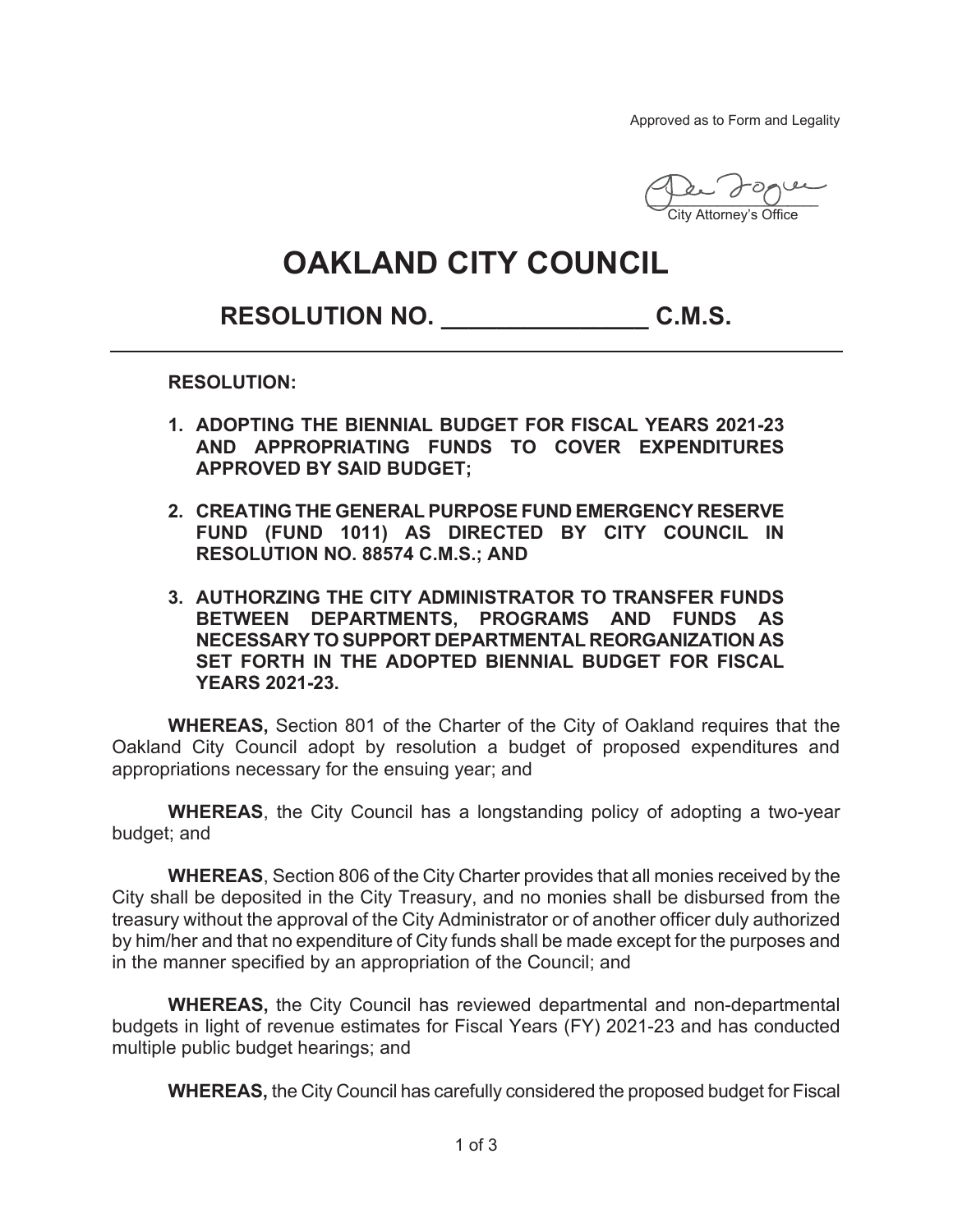Approved as to Form and Legality

City Attorney's Office

# OAKLAND CITY COUNCIL

## RESOLUTION NO. _______________ C.M.S.

**RESOLUTION:**

1. **ADOPTING THE BIENNIAL BUDGET FOR FISCAL YEARS 2021-23 AND APPROPRIATING FUNDS TO COVER EXPENDITURES APPROVED BY SAID BUDGET;**

2. **CREATING THE GENERAL PURPOSE FUND EMERGENCY RESERVE FUND (FUND 1011) AS DIRECTED BY CITY COUNCIL IN RESOLUTION NO. 88574 C.M.S.; AND**

3. **AUTHORZING THE CITY ADMINISTRATOR TO TRANSFER FUNDS BETWEEN DEPARTMENTS, PROGRAMS AND FUNDS AS NECESSARY TO SUPPORT DEPARTMENTAL REORGANIZATION AS SET FORTH IN THE ADOPTED BIENNIAL BUDGET FOR FISCAL YEARS 2021-23.**

**WHEREAS,** Section 801 of the Charter of the City of Oakland requires that the Oakland City Council adopt by resolution a budget of proposed expenditures and appropriations necessary for the ensuing year; and

**WHEREAS**, the City Council has a longstanding policy of adopting a two-year budget; and

**WHEREAS**, Section 806 of the City Charter provides that all monies received by the City shall be deposited in the City Treasury, and no monies shall be disbursed from the treasury without the approval of the City Administrator or of another officer duly authorized by him/her and that no expenditure of City funds shall be made except for the purposes and in the manner specified by an appropriation of the Council; and

**WHEREAS,** the City Council has reviewed departmental and non-departmental budgets in light of revenue estimates for Fiscal Years (FY) 2021-23 and has conducted multiple public budget hearings; and

**WHEREAS,** the City Council has carefully considered the proposed budget for Fiscal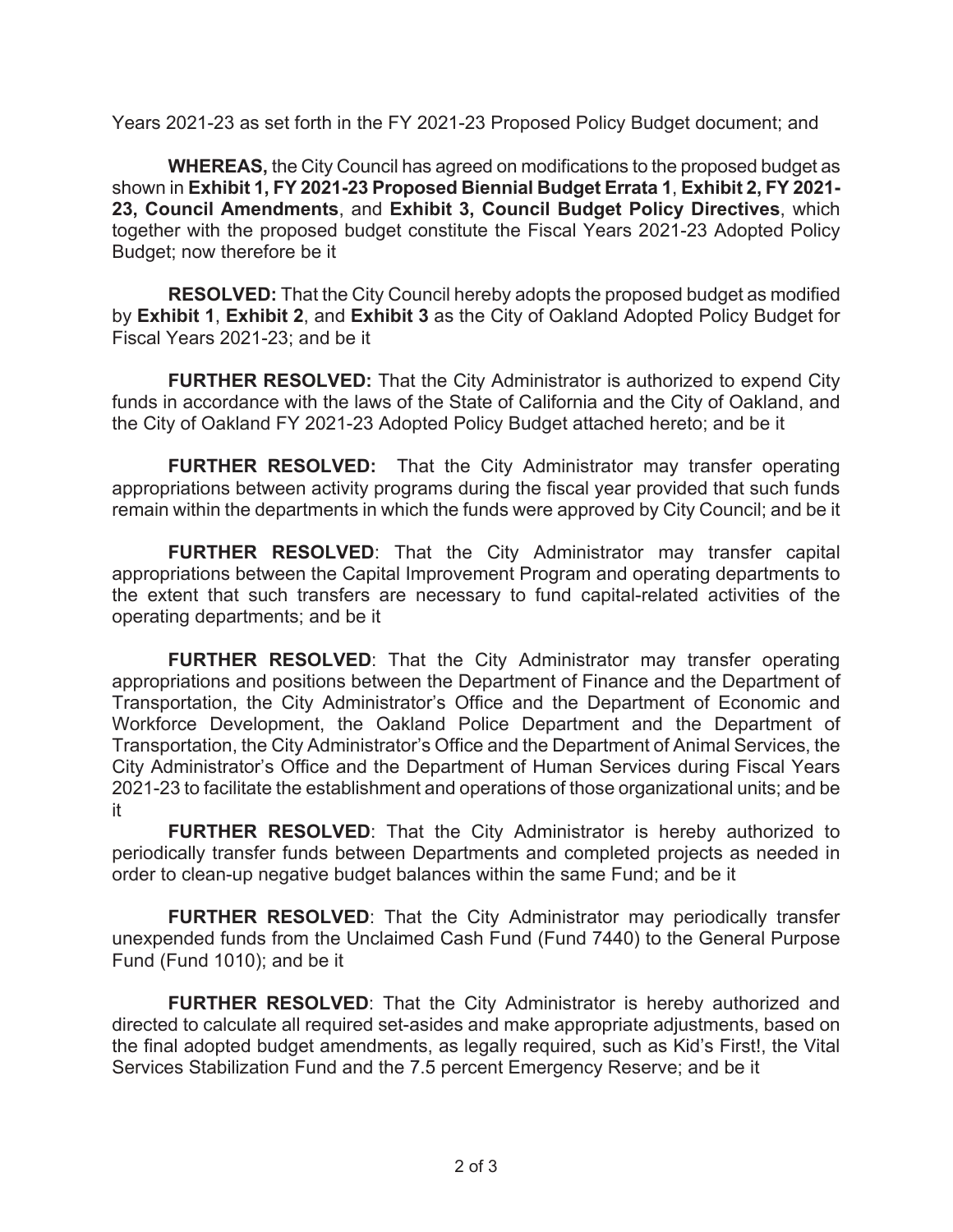Years 2021-23 as set forth in the FY 2021-23 Proposed Policy Budget document; and

**WHEREAS,** the City Council has agreed on modifications to the proposed budget as shown in **Exhibit 1, FY 2021-23 Proposed Biennial Budget Errata 1**, **Exhibit 2, FY 2021-23, Council Amendments**, and **Exhibit 3, Council Budget Policy Directives**, which together with the proposed budget constitute the Fiscal Years 2021-23 Adopted Policy Budget; now therefore be it

**RESOLVED:** That the City Council hereby adopts the proposed budget as modified by **Exhibit 1**, **Exhibit 2**, and **Exhibit 3** as the City of Oakland Adopted Policy Budget for Fiscal Years 2021-23; and be it

**FURTHER RESOLVED:** That the City Administrator is authorized to expend City funds in accordance with the laws of the State of California and the City of Oakland, and the City of Oakland FY 2021-23 Adopted Policy Budget attached hereto; and be it

**FURTHER RESOLVED:** That the City Administrator may transfer operating appropriations between activity programs during the fiscal year provided that such funds remain within the departments in which the funds were approved by City Council; and be it

**FURTHER RESOLVED**: That the City Administrator may transfer capital appropriations between the Capital Improvement Program and operating departments to the extent that such transfers are necessary to fund capital-related activities of the operating departments; and be it

**FURTHER RESOLVED**: That the City Administrator may transfer operating appropriations and positions between the Department of Finance and the Department of Transportation, the City Administrator's Office and the Department of Economic and Workforce Development, the Oakland Police Department and the Department of Transportation, the City Administrator's Office and the Department of Animal Services, the City Administrator's Office and the Department of Human Services during Fiscal Years 2021-23 to facilitate the establishment and operations of those organizational units; and be it

**FURTHER RESOLVED**: That the City Administrator is hereby authorized to periodically transfer funds between Departments and completed projects as needed in order to clean-up negative budget balances within the same Fund; and be it

**FURTHER RESOLVED**: That the City Administrator may periodically transfer unexpended funds from the Unclaimed Cash Fund (Fund 7440) to the General Purpose Fund (Fund 1010); and be it

**FURTHER RESOLVED**: That the City Administrator is hereby authorized and directed to calculate all required set-asides and make appropriate adjustments, based on the final adopted budget amendments, as legally required, such as Kid's First!, the Vital Services Stabilization Fund and the 7.5 percent Emergency Reserve; and be it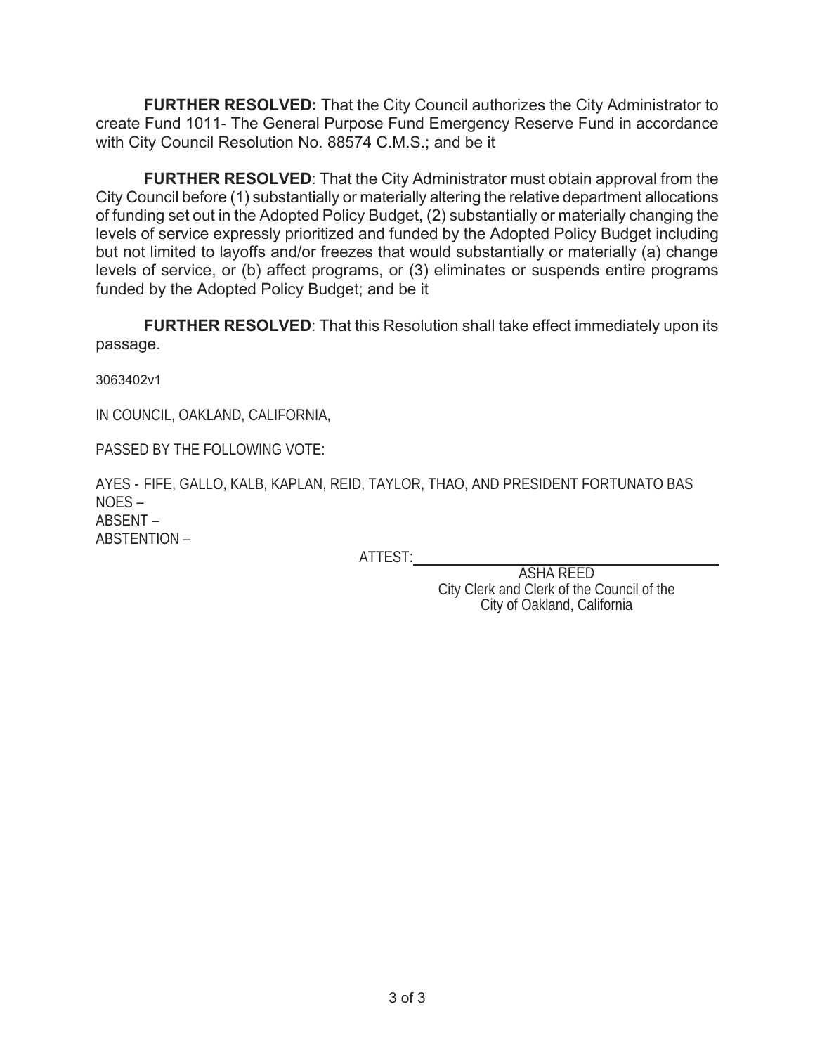**FURTHER RESOLVED:** That the City Council authorizes the City Administrator to create Fund 1011- The General Purpose Fund Emergency Reserve Fund in accordance with City Council Resolution No. 88574 C.M.S.; and be it

**FURTHER RESOLVED**: That the City Administrator must obtain approval from the City Council before (1) substantially or materially altering the relative department allocations of funding set out in the Adopted Policy Budget, (2) substantially or materially changing the levels of service expressly prioritized and funded by the Adopted Policy Budget including but not limited to layoffs and/or freezes that would substantially or materially (a) change levels of service, or (b) affect programs, or (3) eliminates or suspends entire programs funded by the Adopted Policy Budget; and be it

**FURTHER RESOLVED**: That this Resolution shall take effect immediately upon its passage.

3063402v1

IN COUNCIL, OAKLAND, CALIFORNIA,

PASSED BY THE FOLLOWING VOTE:

AYES - FIFE, GALLO, KALB, KAPLAN, REID, TAYLOR, THAO, AND PRESIDENT FORTUNATO BAS
NOES –
ABSENT –
ABSTENTION –

ATTEST:

ASHA REED
City Clerk and Clerk of the Council of the
City of Oakland, California